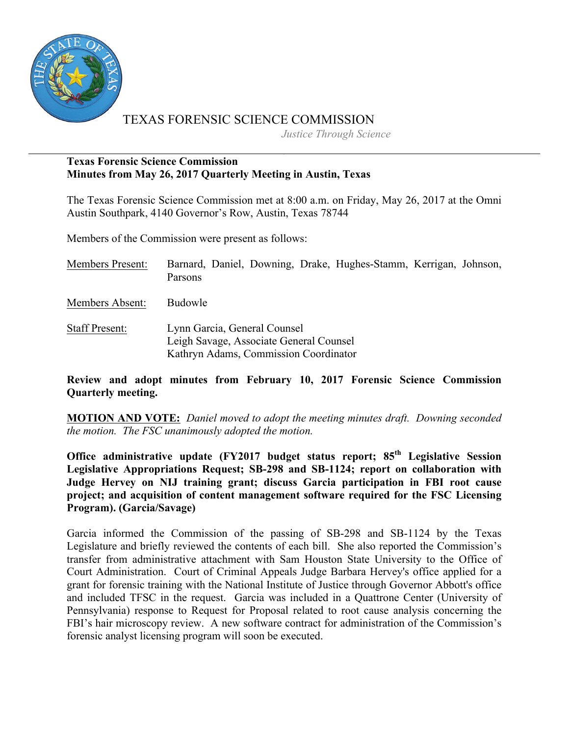# TEXAS FORENSIC SCIENCE COMMISSION

*Justice Through Science*

---

**Texas Forensic Science Commission**
**Minutes from May 26, 2017 Quarterly Meeting in Austin, Texas**

The Texas Forensic Science Commission met at 8:00 a.m. on Friday, May 26, 2017 at the Omni Austin Southpark, 4140 Governor's Row, Austin, Texas 78744

Members of the Commission were present as follows:

Members Present: Barnard, Daniel, Downing, Drake, Hughes-Stamm, Kerrigan, Johnson, Parsons

Members Absent: Budowle

Staff Present: Lynn Garcia, General Counsel
Leigh Savage, Associate General Counsel
Kathryn Adams, Commission Coordinator

**Review and adopt minutes from February 10, 2017 Forensic Science Commission Quarterly meeting.**

**MOTION AND VOTE:** *Daniel moved to adopt the meeting minutes draft. Downing seconded the motion. The FSC unanimously adopted the motion.*

**Office administrative update (FY2017 budget status report; 85th Legislative Session Legislative Appropriations Request; SB-298 and SB-1124; report on collaboration with Judge Hervey on NIJ training grant; discuss Garcia participation in FBI root cause project; and acquisition of content management software required for the FSC Licensing Program). (Garcia/Savage)**

Garcia informed the Commission of the passing of SB-298 and SB-1124 by the Texas Legislature and briefly reviewed the contents of each bill. She also reported the Commission's transfer from administrative attachment with Sam Houston State University to the Office of Court Administration. Court of Criminal Appeals Judge Barbara Hervey's office applied for a grant for forensic training with the National Institute of Justice through Governor Abbott's office and included TFSC in the request. Garcia was included in a Quattrone Center (University of Pennsylvania) response to Request for Proposal related to root cause analysis concerning the FBI's hair microscopy review. A new software contract for administration of the Commission's forensic analyst licensing program will soon be executed.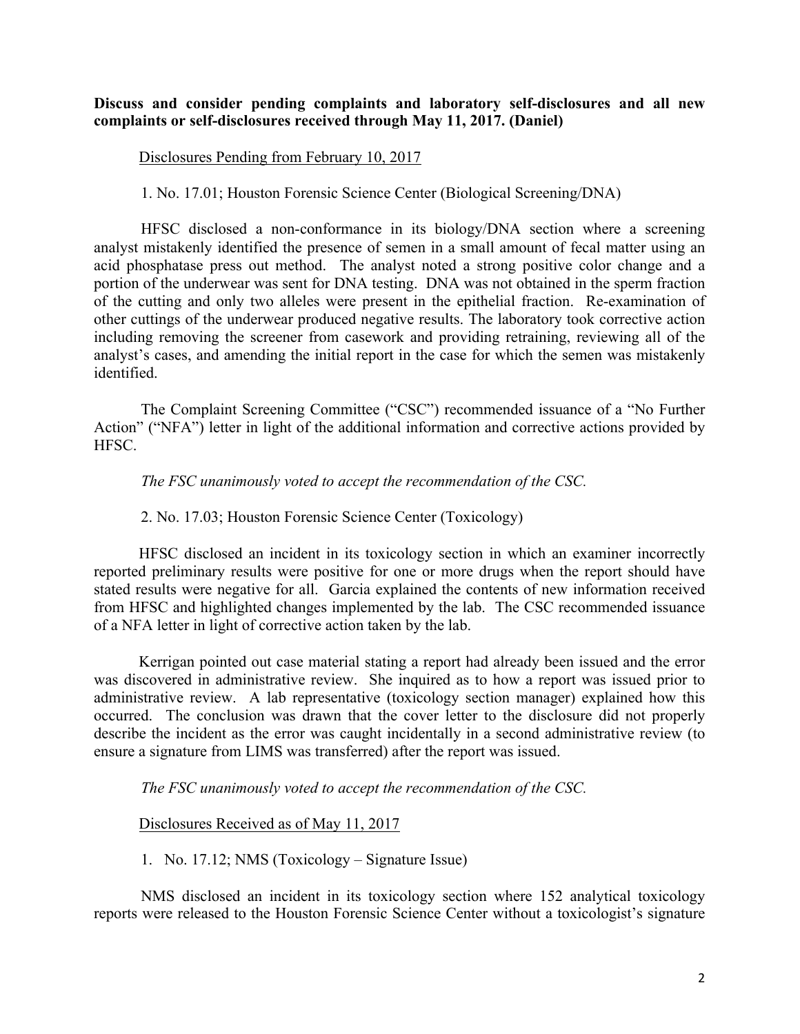**Discuss and consider pending complaints and laboratory self-disclosures and all new complaints or self-disclosures received through May 11, 2017. (Daniel)**

Disclosures Pending from February 10, 2017

1. No. 17.01; Houston Forensic Science Center (Biological Screening/DNA)

HFSC disclosed a non-conformance in its biology/DNA section where a screening analyst mistakenly identified the presence of semen in a small amount of fecal matter using an acid phosphatase press out method. The analyst noted a strong positive color change and a portion of the underwear was sent for DNA testing. DNA was not obtained in the sperm fraction of the cutting and only two alleles were present in the epithelial fraction. Re-examination of other cuttings of the underwear produced negative results. The laboratory took corrective action including removing the screener from casework and providing retraining, reviewing all of the analyst's cases, and amending the initial report in the case for which the semen was mistakenly identified.

The Complaint Screening Committee ("CSC") recommended issuance of a "No Further Action" ("NFA") letter in light of the additional information and corrective actions provided by HFSC.

*The FSC unanimously voted to accept the recommendation of the CSC.*

2. No. 17.03; Houston Forensic Science Center (Toxicology)

HFSC disclosed an incident in its toxicology section in which an examiner incorrectly reported preliminary results were positive for one or more drugs when the report should have stated results were negative for all. Garcia explained the contents of new information received from HFSC and highlighted changes implemented by the lab. The CSC recommended issuance of a NFA letter in light of corrective action taken by the lab.

Kerrigan pointed out case material stating a report had already been issued and the error was discovered in administrative review. She inquired as to how a report was issued prior to administrative review. A lab representative (toxicology section manager) explained how this occurred. The conclusion was drawn that the cover letter to the disclosure did not properly describe the incident as the error was caught incidentally in a second administrative review (to ensure a signature from LIMS was transferred) after the report was issued.

*The FSC unanimously voted to accept the recommendation of the CSC.*

Disclosures Received as of May 11, 2017

1. No. 17.12; NMS (Toxicology – Signature Issue)

NMS disclosed an incident in its toxicology section where 152 analytical toxicology reports were released to the Houston Forensic Science Center without a toxicologist's signature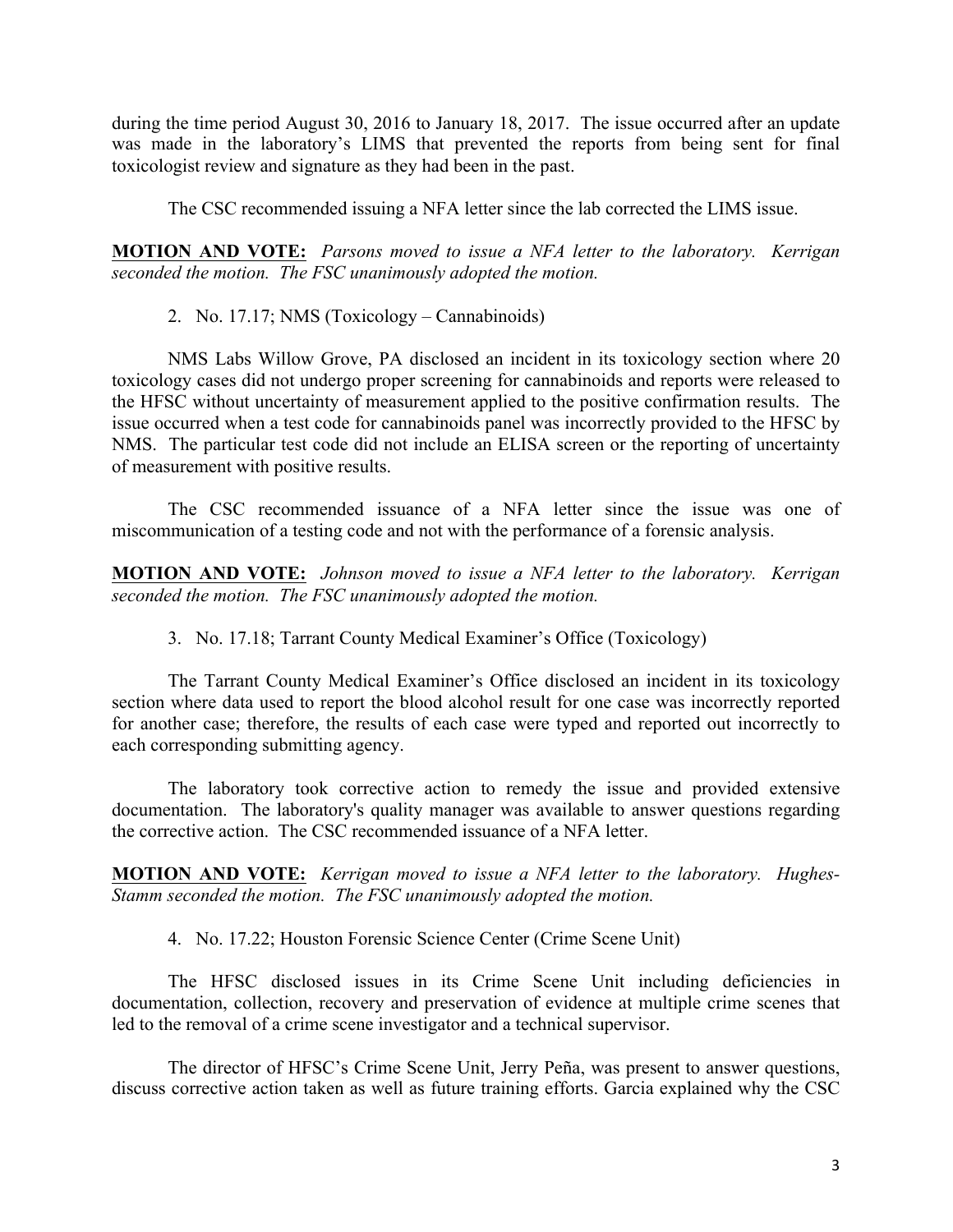during the time period August 30, 2016 to January 18, 2017. The issue occurred after an update was made in the laboratory's LIMS that prevented the reports from being sent for final toxicologist review and signature as they had been in the past.

The CSC recommended issuing a NFA letter since the lab corrected the LIMS issue.

**MOTION AND VOTE:** *Parsons moved to issue a NFA letter to the laboratory. Kerrigan seconded the motion. The FSC unanimously adopted the motion.*

2. No. 17.17; NMS (Toxicology – Cannabinoids)

NMS Labs Willow Grove, PA disclosed an incident in its toxicology section where 20 toxicology cases did not undergo proper screening for cannabinoids and reports were released to the HFSC without uncertainty of measurement applied to the positive confirmation results. The issue occurred when a test code for cannabinoids panel was incorrectly provided to the HFSC by NMS. The particular test code did not include an ELISA screen or the reporting of uncertainty of measurement with positive results.

The CSC recommended issuance of a NFA letter since the issue was one of miscommunication of a testing code and not with the performance of a forensic analysis.

**MOTION AND VOTE:** *Johnson moved to issue a NFA letter to the laboratory. Kerrigan seconded the motion. The FSC unanimously adopted the motion.*

3. No. 17.18; Tarrant County Medical Examiner's Office (Toxicology)

The Tarrant County Medical Examiner's Office disclosed an incident in its toxicology section where data used to report the blood alcohol result for one case was incorrectly reported for another case; therefore, the results of each case were typed and reported out incorrectly to each corresponding submitting agency.

The laboratory took corrective action to remedy the issue and provided extensive documentation. The laboratory's quality manager was available to answer questions regarding the corrective action. The CSC recommended issuance of a NFA letter.

**MOTION AND VOTE:** *Kerrigan moved to issue a NFA letter to the laboratory. Hughes-Stamm seconded the motion. The FSC unanimously adopted the motion.*

4. No. 17.22; Houston Forensic Science Center (Crime Scene Unit)

The HFSC disclosed issues in its Crime Scene Unit including deficiencies in documentation, collection, recovery and preservation of evidence at multiple crime scenes that led to the removal of a crime scene investigator and a technical supervisor.

The director of HFSC's Crime Scene Unit, Jerry Peña, was present to answer questions, discuss corrective action taken as well as future training efforts. Garcia explained why the CSC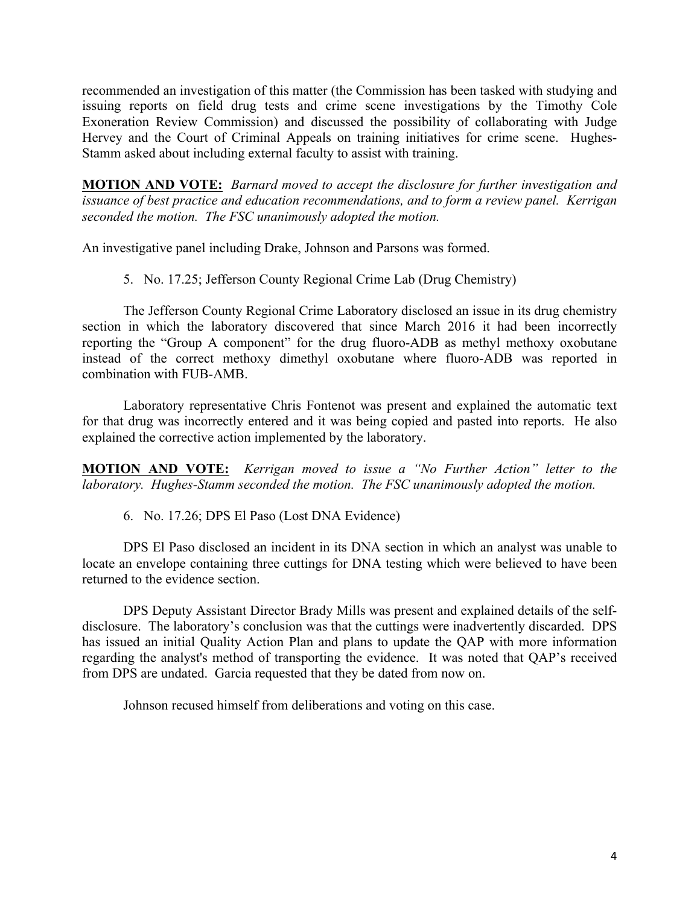recommended an investigation of this matter (the Commission has been tasked with studying and issuing reports on field drug tests and crime scene investigations by the Timothy Cole Exoneration Review Commission) and discussed the possibility of collaborating with Judge Hervey and the Court of Criminal Appeals on training initiatives for crime scene. Hughes-Stamm asked about including external faculty to assist with training.

**MOTION AND VOTE:** *Barnard moved to accept the disclosure for further investigation and issuance of best practice and education recommendations, and to form a review panel. Kerrigan seconded the motion. The FSC unanimously adopted the motion.*

An investigative panel including Drake, Johnson and Parsons was formed.

5. No. 17.25; Jefferson County Regional Crime Lab (Drug Chemistry)

The Jefferson County Regional Crime Laboratory disclosed an issue in its drug chemistry section in which the laboratory discovered that since March 2016 it had been incorrectly reporting the "Group A component" for the drug fluoro-ADB as methyl methoxy oxobutane instead of the correct methoxy dimethyl oxobutane where fluoro-ADB was reported in combination with FUB-AMB.

Laboratory representative Chris Fontenot was present and explained the automatic text for that drug was incorrectly entered and it was being copied and pasted into reports. He also explained the corrective action implemented by the laboratory.

**MOTION AND VOTE:** *Kerrigan moved to issue a "No Further Action" letter to the laboratory. Hughes-Stamm seconded the motion. The FSC unanimously adopted the motion.*

6. No. 17.26; DPS El Paso (Lost DNA Evidence)

DPS El Paso disclosed an incident in its DNA section in which an analyst was unable to locate an envelope containing three cuttings for DNA testing which were believed to have been returned to the evidence section.

DPS Deputy Assistant Director Brady Mills was present and explained details of the self-disclosure. The laboratory's conclusion was that the cuttings were inadvertently discarded. DPS has issued an initial Quality Action Plan and plans to update the QAP with more information regarding the analyst's method of transporting the evidence. It was noted that QAP's received from DPS are undated. Garcia requested that they be dated from now on.

Johnson recused himself from deliberations and voting on this case.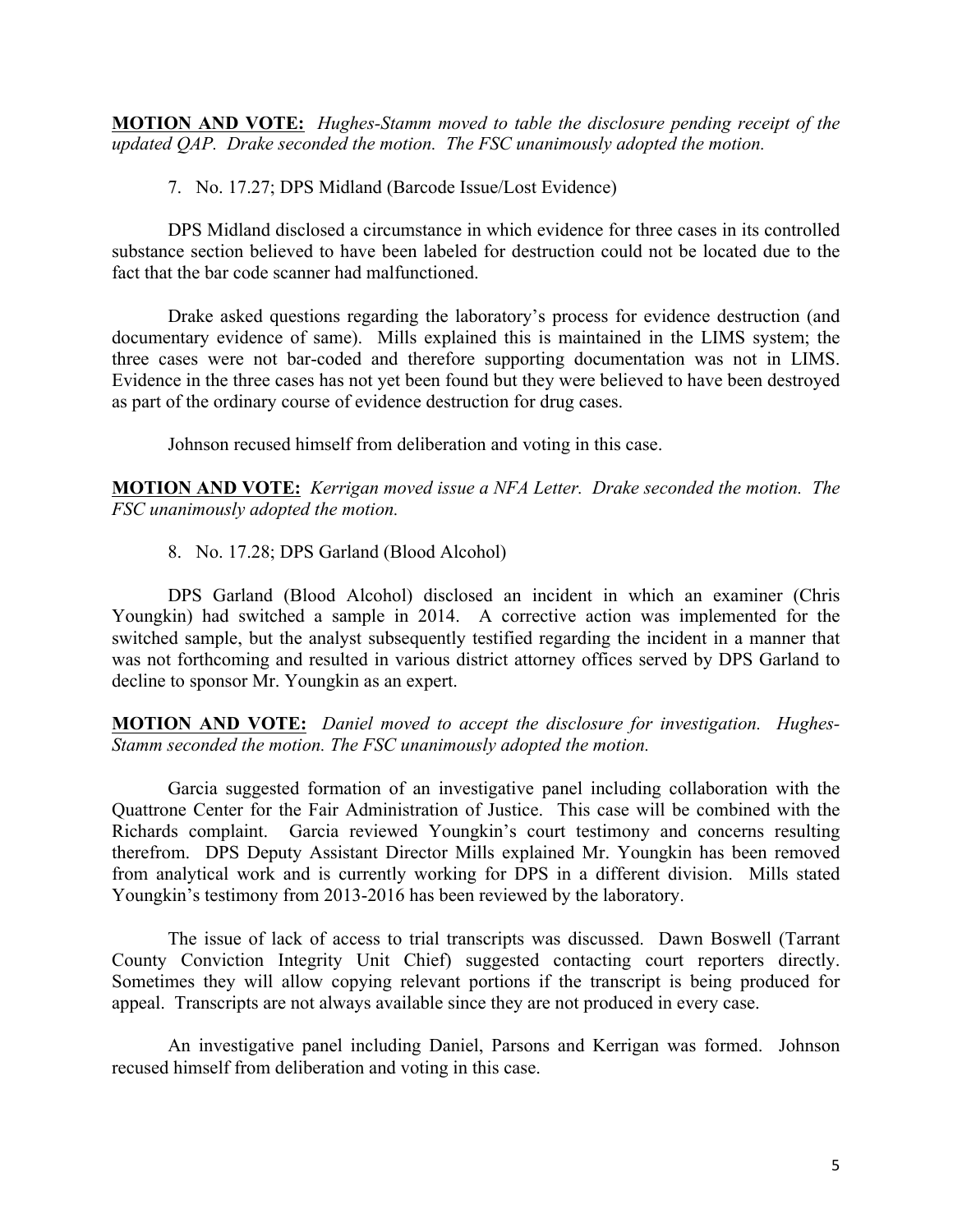**MOTION AND VOTE:** *Hughes-Stamm moved to table the disclosure pending receipt of the updated QAP. Drake seconded the motion. The FSC unanimously adopted the motion.*

7. No. 17.27; DPS Midland (Barcode Issue/Lost Evidence)

DPS Midland disclosed a circumstance in which evidence for three cases in its controlled substance section believed to have been labeled for destruction could not be located due to the fact that the bar code scanner had malfunctioned.

Drake asked questions regarding the laboratory's process for evidence destruction (and documentary evidence of same). Mills explained this is maintained in the LIMS system; the three cases were not bar-coded and therefore supporting documentation was not in LIMS. Evidence in the three cases has not yet been found but they were believed to have been destroyed as part of the ordinary course of evidence destruction for drug cases.

Johnson recused himself from deliberation and voting in this case.

**MOTION AND VOTE:** *Kerrigan moved issue a NFA Letter. Drake seconded the motion. The FSC unanimously adopted the motion.*

8. No. 17.28; DPS Garland (Blood Alcohol)

DPS Garland (Blood Alcohol) disclosed an incident in which an examiner (Chris Youngkin) had switched a sample in 2014. A corrective action was implemented for the switched sample, but the analyst subsequently testified regarding the incident in a manner that was not forthcoming and resulted in various district attorney offices served by DPS Garland to decline to sponsor Mr. Youngkin as an expert.

**MOTION AND VOTE:** *Daniel moved to accept the disclosure for investigation. Hughes-Stamm seconded the motion. The FSC unanimously adopted the motion.*

Garcia suggested formation of an investigative panel including collaboration with the Quattrone Center for the Fair Administration of Justice. This case will be combined with the Richards complaint. Garcia reviewed Youngkin's court testimony and concerns resulting therefrom. DPS Deputy Assistant Director Mills explained Mr. Youngkin has been removed from analytical work and is currently working for DPS in a different division. Mills stated Youngkin's testimony from 2013-2016 has been reviewed by the laboratory.

The issue of lack of access to trial transcripts was discussed. Dawn Boswell (Tarrant County Conviction Integrity Unit Chief) suggested contacting court reporters directly. Sometimes they will allow copying relevant portions if the transcript is being produced for appeal. Transcripts are not always available since they are not produced in every case.

An investigative panel including Daniel, Parsons and Kerrigan was formed. Johnson recused himself from deliberation and voting in this case.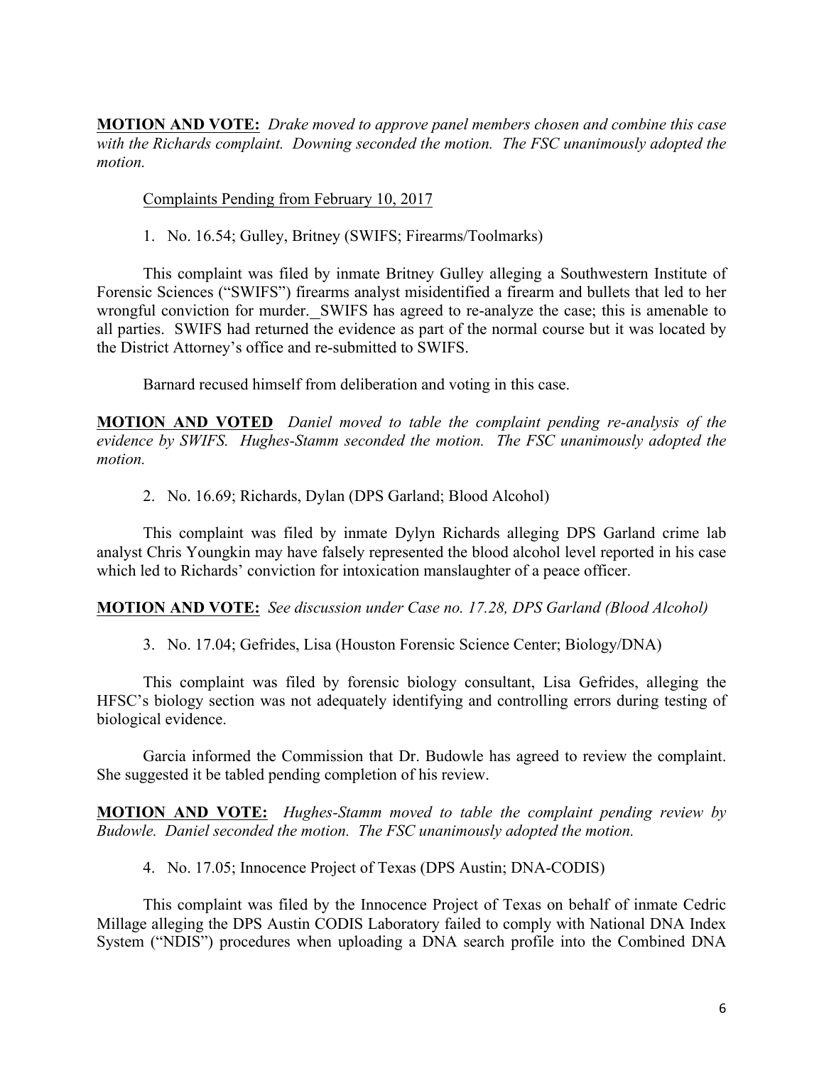**MOTION AND VOTE:** *Drake moved to approve panel members chosen and combine this case with the Richards complaint. Downing seconded the motion. The FSC unanimously adopted the motion.*

Complaints Pending from February 10, 2017

1. No. 16.54; Gulley, Britney (SWIFS; Firearms/Toolmarks)

This complaint was filed by inmate Britney Gulley alleging a Southwestern Institute of Forensic Sciences ("SWIFS") firearms analyst misidentified a firearm and bullets that led to her wrongful conviction for murder. SWIFS has agreed to re-analyze the case; this is amenable to all parties. SWIFS had returned the evidence as part of the normal course but it was located by the District Attorney's office and re-submitted to SWIFS.

Barnard recused himself from deliberation and voting in this case.

**MOTION AND VOTED** *Daniel moved to table the complaint pending re-analysis of the evidence by SWIFS. Hughes-Stamm seconded the motion. The FSC unanimously adopted the motion.*

2. No. 16.69; Richards, Dylan (DPS Garland; Blood Alcohol)

This complaint was filed by inmate Dylyn Richards alleging DPS Garland crime lab analyst Chris Youngkin may have falsely represented the blood alcohol level reported in his case which led to Richards' conviction for intoxication manslaughter of a peace officer.

**MOTION AND VOTE:** *See discussion under Case no. 17.28, DPS Garland (Blood Alcohol)*

3. No. 17.04; Gefrides, Lisa (Houston Forensic Science Center; Biology/DNA)

This complaint was filed by forensic biology consultant, Lisa Gefrides, alleging the HFSC's biology section was not adequately identifying and controlling errors during testing of biological evidence.

Garcia informed the Commission that Dr. Budowle has agreed to review the complaint. She suggested it be tabled pending completion of his review.

**MOTION AND VOTE:** *Hughes-Stamm moved to table the complaint pending review by Budowle. Daniel seconded the motion. The FSC unanimously adopted the motion.*

4. No. 17.05; Innocence Project of Texas (DPS Austin; DNA-CODIS)

This complaint was filed by the Innocence Project of Texas on behalf of inmate Cedric Millage alleging the DPS Austin CODIS Laboratory failed to comply with National DNA Index System ("NDIS") procedures when uploading a DNA search profile into the Combined DNA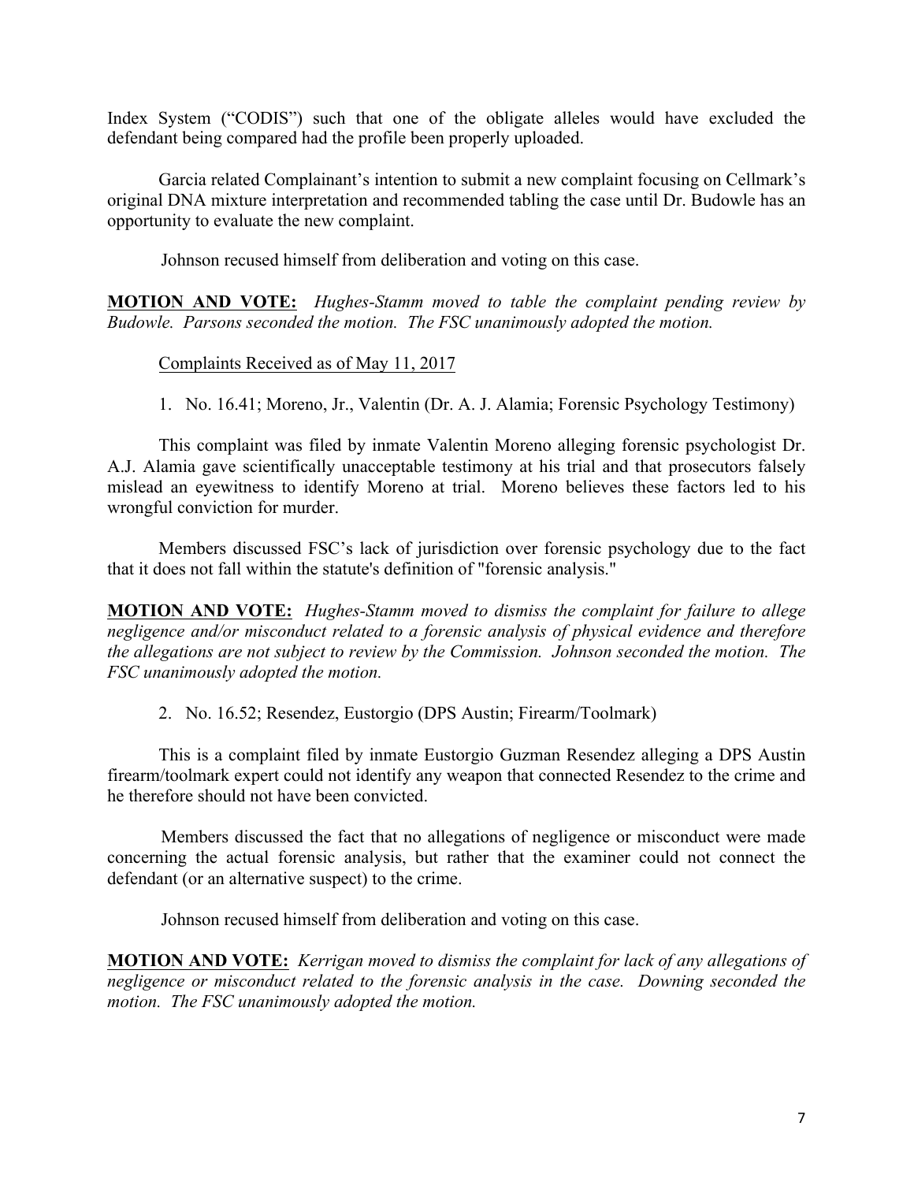Index System ("CODIS") such that one of the obligate alleles would have excluded the defendant being compared had the profile been properly uploaded.

Garcia related Complainant's intention to submit a new complaint focusing on Cellmark's original DNA mixture interpretation and recommended tabling the case until Dr. Budowle has an opportunity to evaluate the new complaint.

Johnson recused himself from deliberation and voting on this case.

**MOTION AND VOTE:** *Hughes-Stamm moved to table the complaint pending review by Budowle. Parsons seconded the motion. The FSC unanimously adopted the motion.*

Complaints Received as of May 11, 2017

1. No. 16.41; Moreno, Jr., Valentin (Dr. A. J. Alamia; Forensic Psychology Testimony)

This complaint was filed by inmate Valentin Moreno alleging forensic psychologist Dr. A.J. Alamia gave scientifically unacceptable testimony at his trial and that prosecutors falsely mislead an eyewitness to identify Moreno at trial. Moreno believes these factors led to his wrongful conviction for murder.

Members discussed FSC's lack of jurisdiction over forensic psychology due to the fact that it does not fall within the statute's definition of "forensic analysis."

**MOTION AND VOTE:** *Hughes-Stamm moved to dismiss the complaint for failure to allege negligence and/or misconduct related to a forensic analysis of physical evidence and therefore the allegations are not subject to review by the Commission. Johnson seconded the motion. The FSC unanimously adopted the motion.*

2. No. 16.52; Resendez, Eustorgio (DPS Austin; Firearm/Toolmark)

This is a complaint filed by inmate Eustorgio Guzman Resendez alleging a DPS Austin firearm/toolmark expert could not identify any weapon that connected Resendez to the crime and he therefore should not have been convicted.

Members discussed the fact that no allegations of negligence or misconduct were made concerning the actual forensic analysis, but rather that the examiner could not connect the defendant (or an alternative suspect) to the crime.

Johnson recused himself from deliberation and voting on this case.

**MOTION AND VOTE:** *Kerrigan moved to dismiss the complaint for lack of any allegations of negligence or misconduct related to the forensic analysis in the case. Downing seconded the motion. The FSC unanimously adopted the motion.*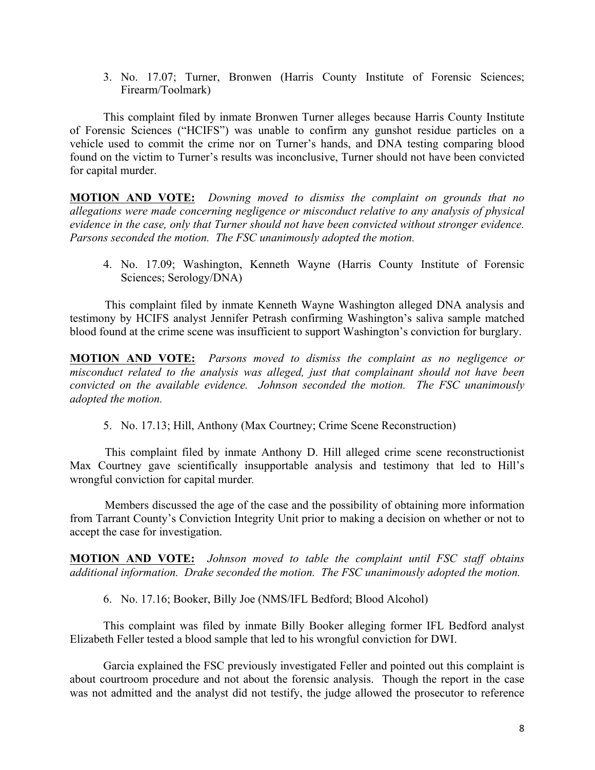3. No. 17.07; Turner, Bronwen (Harris County Institute of Forensic Sciences; Firearm/Toolmark)

This complaint filed by inmate Bronwen Turner alleges because Harris County Institute of Forensic Sciences ("HCIFS") was unable to confirm any gunshot residue particles on a vehicle used to commit the crime nor on Turner's hands, and DNA testing comparing blood found on the victim to Turner's results was inconclusive, Turner should not have been convicted for capital murder.

**MOTION AND VOTE:** *Downing moved to dismiss the complaint on grounds that no allegations were made concerning negligence or misconduct relative to any analysis of physical evidence in the case, only that Turner should not have been convicted without stronger evidence. Parsons seconded the motion. The FSC unanimously adopted the motion.*

4. No. 17.09; Washington, Kenneth Wayne (Harris County Institute of Forensic Sciences; Serology/DNA)

This complaint filed by inmate Kenneth Wayne Washington alleged DNA analysis and testimony by HCIFS analyst Jennifer Petrash confirming Washington's saliva sample matched blood found at the crime scene was insufficient to support Washington's conviction for burglary.

**MOTION AND VOTE:** *Parsons moved to dismiss the complaint as no negligence or misconduct related to the analysis was alleged, just that complainant should not have been convicted on the available evidence. Johnson seconded the motion. The FSC unanimously adopted the motion.*

5. No. 17.13; Hill, Anthony (Max Courtney; Crime Scene Reconstruction)

This complaint filed by inmate Anthony D. Hill alleged crime scene reconstructionist Max Courtney gave scientifically insupportable analysis and testimony that led to Hill's wrongful conviction for capital murder.

Members discussed the age of the case and the possibility of obtaining more information from Tarrant County's Conviction Integrity Unit prior to making a decision on whether or not to accept the case for investigation.

**MOTION AND VOTE:** *Johnson moved to table the complaint until FSC staff obtains additional information. Drake seconded the motion. The FSC unanimously adopted the motion.*

6. No. 17.16; Booker, Billy Joe (NMS/IFL Bedford; Blood Alcohol)

This complaint was filed by inmate Billy Booker alleging former IFL Bedford analyst Elizabeth Feller tested a blood sample that led to his wrongful conviction for DWI.

Garcia explained the FSC previously investigated Feller and pointed out this complaint is about courtroom procedure and not about the forensic analysis. Though the report in the case was not admitted and the analyst did not testify, the judge allowed the prosecutor to reference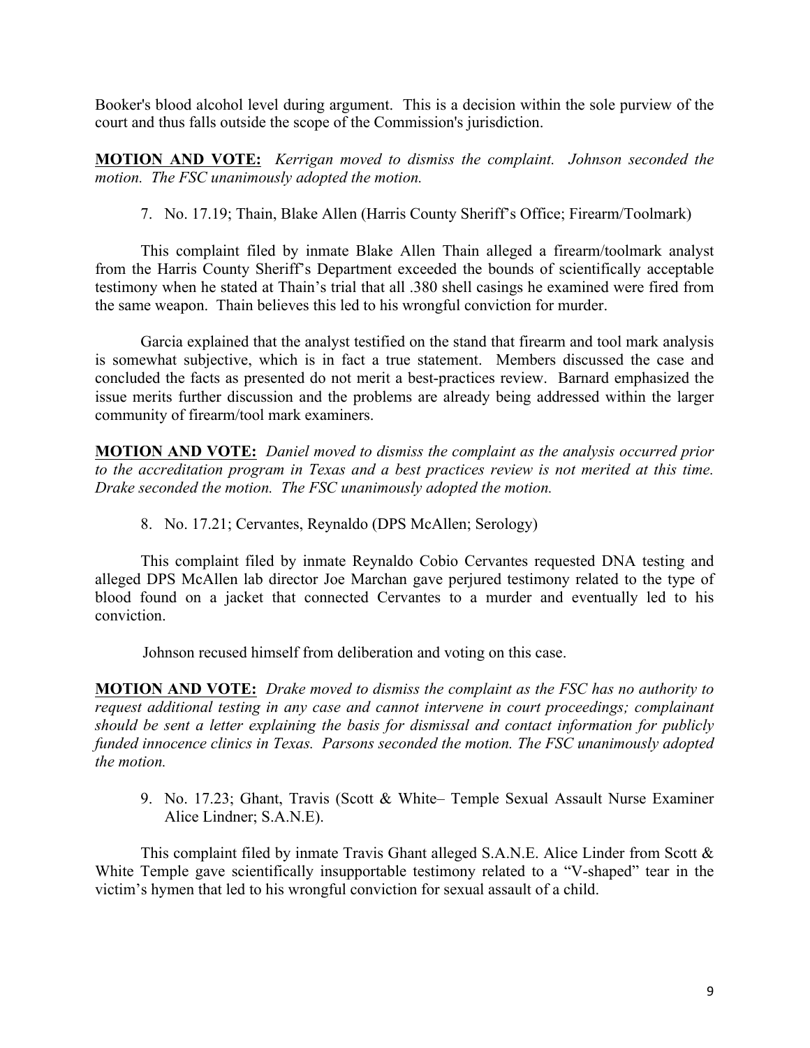Booker's blood alcohol level during argument. This is a decision within the sole purview of the court and thus falls outside the scope of the Commission's jurisdiction.

**MOTION AND VOTE:** *Kerrigan moved to dismiss the complaint. Johnson seconded the motion. The FSC unanimously adopted the motion.*

7. No. 17.19; Thain, Blake Allen (Harris County Sheriff's Office; Firearm/Toolmark)

This complaint filed by inmate Blake Allen Thain alleged a firearm/toolmark analyst from the Harris County Sheriff's Department exceeded the bounds of scientifically acceptable testimony when he stated at Thain's trial that all .380 shell casings he examined were fired from the same weapon. Thain believes this led to his wrongful conviction for murder.

Garcia explained that the analyst testified on the stand that firearm and tool mark analysis is somewhat subjective, which is in fact a true statement. Members discussed the case and concluded the facts as presented do not merit a best-practices review. Barnard emphasized the issue merits further discussion and the problems are already being addressed within the larger community of firearm/tool mark examiners.

**MOTION AND VOTE:** *Daniel moved to dismiss the complaint as the analysis occurred prior to the accreditation program in Texas and a best practices review is not merited at this time. Drake seconded the motion. The FSC unanimously adopted the motion.*

8. No. 17.21; Cervantes, Reynaldo (DPS McAllen; Serology)

This complaint filed by inmate Reynaldo Cobio Cervantes requested DNA testing and alleged DPS McAllen lab director Joe Marchan gave perjured testimony related to the type of blood found on a jacket that connected Cervantes to a murder and eventually led to his conviction.

Johnson recused himself from deliberation and voting on this case.

**MOTION AND VOTE:** *Drake moved to dismiss the complaint as the FSC has no authority to request additional testing in any case and cannot intervene in court proceedings; complainant should be sent a letter explaining the basis for dismissal and contact information for publicly funded innocence clinics in Texas. Parsons seconded the motion. The FSC unanimously adopted the motion.*

9. No. 17.23; Ghant, Travis (Scott & White– Temple Sexual Assault Nurse Examiner Alice Lindner; S.A.N.E).

This complaint filed by inmate Travis Ghant alleged S.A.N.E. Alice Linder from Scott & White Temple gave scientifically insupportable testimony related to a "V-shaped" tear in the victim's hymen that led to his wrongful conviction for sexual assault of a child.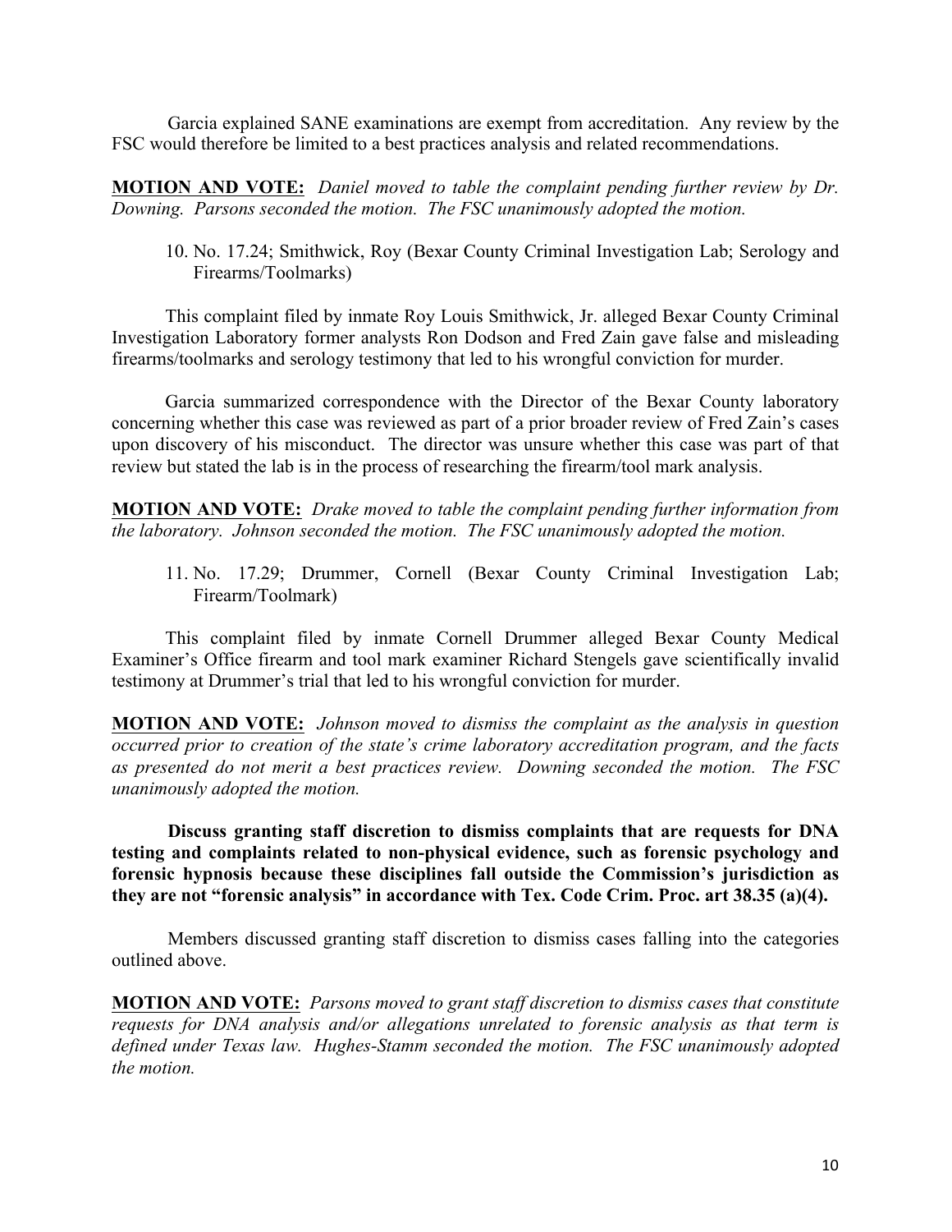Garcia explained SANE examinations are exempt from accreditation. Any review by the FSC would therefore be limited to a best practices analysis and related recommendations.

**MOTION AND VOTE:** *Daniel moved to table the complaint pending further review by Dr. Downing. Parsons seconded the motion. The FSC unanimously adopted the motion.*

10. No. 17.24; Smithwick, Roy (Bexar County Criminal Investigation Lab; Serology and Firearms/Toolmarks)

This complaint filed by inmate Roy Louis Smithwick, Jr. alleged Bexar County Criminal Investigation Laboratory former analysts Ron Dodson and Fred Zain gave false and misleading firearms/toolmarks and serology testimony that led to his wrongful conviction for murder.

Garcia summarized correspondence with the Director of the Bexar County laboratory concerning whether this case was reviewed as part of a prior broader review of Fred Zain's cases upon discovery of his misconduct. The director was unsure whether this case was part of that review but stated the lab is in the process of researching the firearm/tool mark analysis.

**MOTION AND VOTE:** *Drake moved to table the complaint pending further information from the laboratory. Johnson seconded the motion. The FSC unanimously adopted the motion.*

11. No. 17.29; Drummer, Cornell (Bexar County Criminal Investigation Lab; Firearm/Toolmark)

This complaint filed by inmate Cornell Drummer alleged Bexar County Medical Examiner's Office firearm and tool mark examiner Richard Stengels gave scientifically invalid testimony at Drummer's trial that led to his wrongful conviction for murder.

**MOTION AND VOTE:** *Johnson moved to dismiss the complaint as the analysis in question occurred prior to creation of the state's crime laboratory accreditation program, and the facts as presented do not merit a best practices review. Downing seconded the motion. The FSC unanimously adopted the motion.*

**Discuss granting staff discretion to dismiss complaints that are requests for DNA testing and complaints related to non-physical evidence, such as forensic psychology and forensic hypnosis because these disciplines fall outside the Commission's jurisdiction as they are not "forensic analysis" in accordance with Tex. Code Crim. Proc. art 38.35 (a)(4).**

Members discussed granting staff discretion to dismiss cases falling into the categories outlined above.

**MOTION AND VOTE:** *Parsons moved to grant staff discretion to dismiss cases that constitute requests for DNA analysis and/or allegations unrelated to forensic analysis as that term is defined under Texas law. Hughes-Stamm seconded the motion. The FSC unanimously adopted the motion.*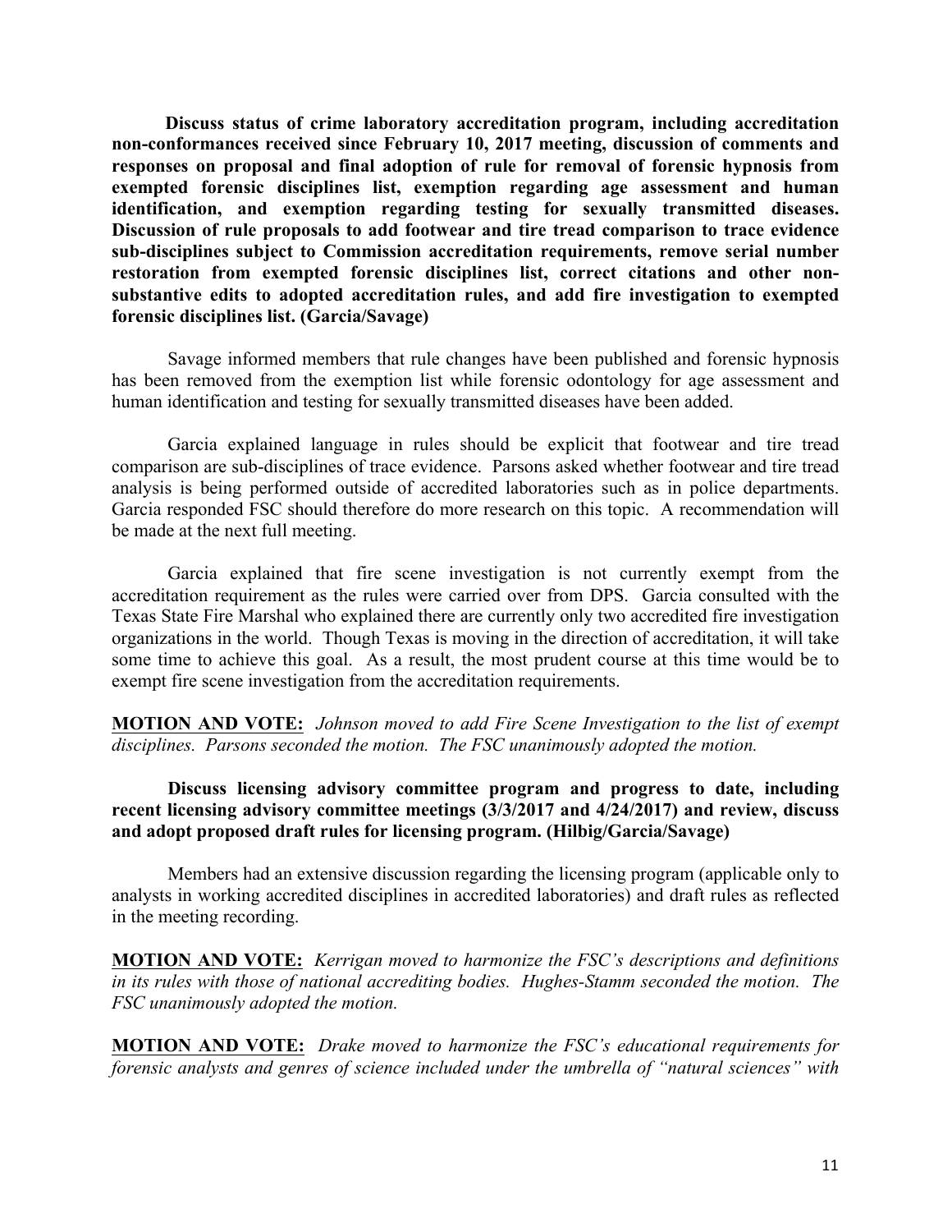**Discuss status of crime laboratory accreditation program, including accreditation non-conformances received since February 10, 2017 meeting, discussion of comments and responses on proposal and final adoption of rule for removal of forensic hypnosis from exempted forensic disciplines list, exemption regarding age assessment and human identification, and exemption regarding testing for sexually transmitted diseases. Discussion of rule proposals to add footwear and tire tread comparison to trace evidence sub-disciplines subject to Commission accreditation requirements, remove serial number restoration from exempted forensic disciplines list, correct citations and other non-substantive edits to adopted accreditation rules, and add fire investigation to exempted forensic disciplines list. (Garcia/Savage)**

Savage informed members that rule changes have been published and forensic hypnosis has been removed from the exemption list while forensic odontology for age assessment and human identification and testing for sexually transmitted diseases have been added.

Garcia explained language in rules should be explicit that footwear and tire tread comparison are sub-disciplines of trace evidence. Parsons asked whether footwear and tire tread analysis is being performed outside of accredited laboratories such as in police departments. Garcia responded FSC should therefore do more research on this topic. A recommendation will be made at the next full meeting.

Garcia explained that fire scene investigation is not currently exempt from the accreditation requirement as the rules were carried over from DPS. Garcia consulted with the Texas State Fire Marshal who explained there are currently only two accredited fire investigation organizations in the world. Though Texas is moving in the direction of accreditation, it will take some time to achieve this goal. As a result, the most prudent course at this time would be to exempt fire scene investigation from the accreditation requirements.

**MOTION AND VOTE:** *Johnson moved to add Fire Scene Investigation to the list of exempt disciplines. Parsons seconded the motion. The FSC unanimously adopted the motion.*

**Discuss licensing advisory committee program and progress to date, including recent licensing advisory committee meetings (3/3/2017 and 4/24/2017) and review, discuss and adopt proposed draft rules for licensing program. (Hilbig/Garcia/Savage)**

Members had an extensive discussion regarding the licensing program (applicable only to analysts in working accredited disciplines in accredited laboratories) and draft rules as reflected in the meeting recording.

**MOTION AND VOTE:** *Kerrigan moved to harmonize the FSC's descriptions and definitions in its rules with those of national accrediting bodies. Hughes-Stamm seconded the motion. The FSC unanimously adopted the motion.*

**MOTION AND VOTE:** *Drake moved to harmonize the FSC's educational requirements for forensic analysts and genres of science included under the umbrella of "natural sciences" with*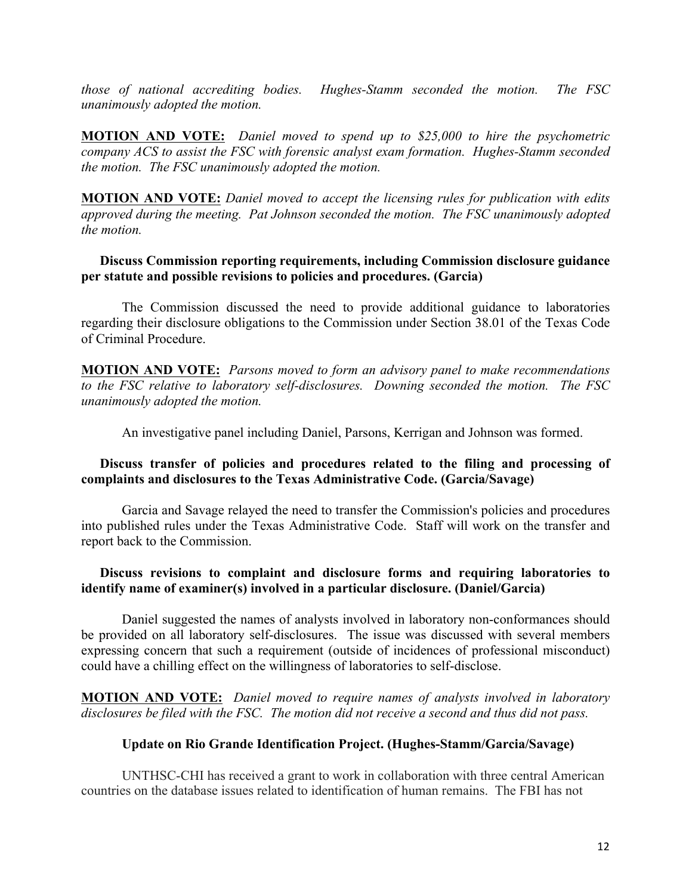*those of national accrediting bodies. Hughes-Stamm seconded the motion. The FSC unanimously adopted the motion.*

**MOTION AND VOTE:** *Daniel moved to spend up to $25,000 to hire the psychometric company ACS to assist the FSC with forensic analyst exam formation. Hughes-Stamm seconded the motion. The FSC unanimously adopted the motion.*

**MOTION AND VOTE:** *Daniel moved to accept the licensing rules for publication with edits approved during the meeting. Pat Johnson seconded the motion. The FSC unanimously adopted the motion.*

**Discuss Commission reporting requirements, including Commission disclosure guidance per statute and possible revisions to policies and procedures. (Garcia)**

The Commission discussed the need to provide additional guidance to laboratories regarding their disclosure obligations to the Commission under Section 38.01 of the Texas Code of Criminal Procedure.

**MOTION AND VOTE:** *Parsons moved to form an advisory panel to make recommendations to the FSC relative to laboratory self-disclosures. Downing seconded the motion. The FSC unanimously adopted the motion.*

An investigative panel including Daniel, Parsons, Kerrigan and Johnson was formed.

**Discuss transfer of policies and procedures related to the filing and processing of complaints and disclosures to the Texas Administrative Code. (Garcia/Savage)**

Garcia and Savage relayed the need to transfer the Commission's policies and procedures into published rules under the Texas Administrative Code. Staff will work on the transfer and report back to the Commission.

**Discuss revisions to complaint and disclosure forms and requiring laboratories to identify name of examiner(s) involved in a particular disclosure. (Daniel/Garcia)**

Daniel suggested the names of analysts involved in laboratory non-conformances should be provided on all laboratory self-disclosures. The issue was discussed with several members expressing concern that such a requirement (outside of incidences of professional misconduct) could have a chilling effect on the willingness of laboratories to self-disclose.

**MOTION AND VOTE:** *Daniel moved to require names of analysts involved in laboratory disclosures be filed with the FSC. The motion did not receive a second and thus did not pass.*

**Update on Rio Grande Identification Project. (Hughes-Stamm/Garcia/Savage)**

UNTHSC-CHI has received a grant to work in collaboration with three central American countries on the database issues related to identification of human remains. The FBI has not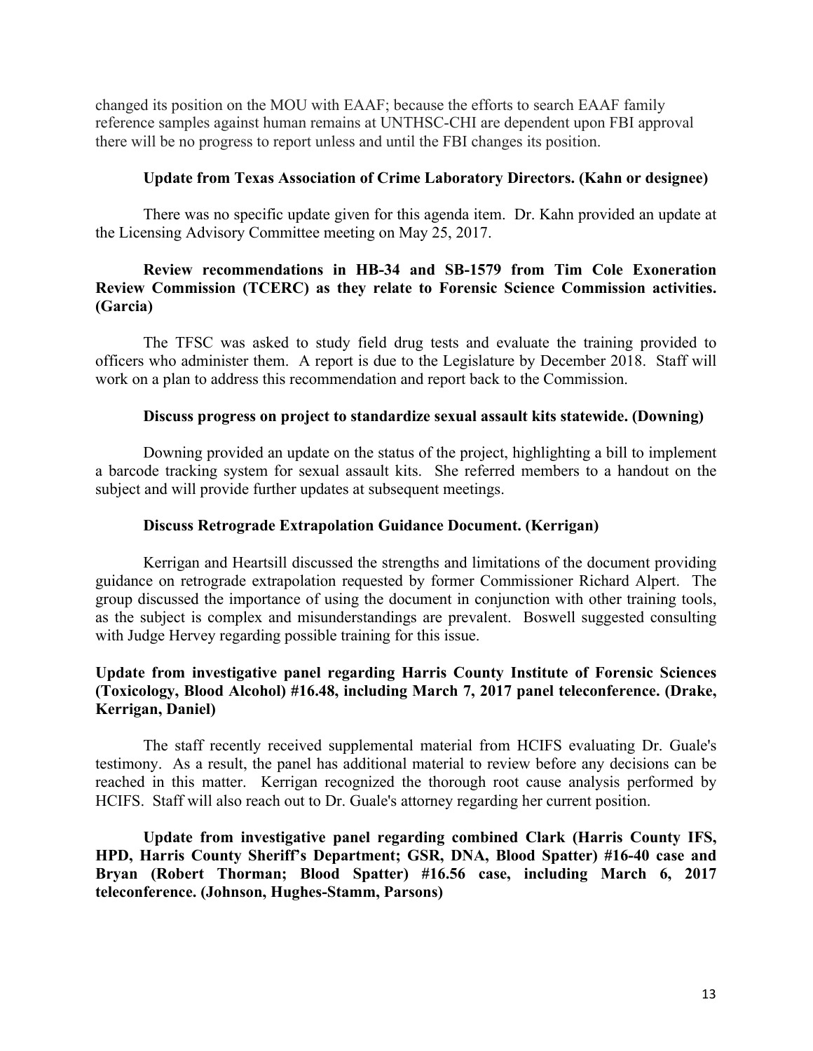changed its position on the MOU with EAAF; because the efforts to search EAAF family reference samples against human remains at UNTHSC-CHI are dependent upon FBI approval there will be no progress to report unless and until the FBI changes its position.

**Update from Texas Association of Crime Laboratory Directors. (Kahn or designee)**

There was no specific update given for this agenda item. Dr. Kahn provided an update at the Licensing Advisory Committee meeting on May 25, 2017.

**Review recommendations in HB-34 and SB-1579 from Tim Cole Exoneration Review Commission (TCERC) as they relate to Forensic Science Commission activities. (Garcia)**

The TFSC was asked to study field drug tests and evaluate the training provided to officers who administer them. A report is due to the Legislature by December 2018. Staff will work on a plan to address this recommendation and report back to the Commission.

**Discuss progress on project to standardize sexual assault kits statewide. (Downing)**

Downing provided an update on the status of the project, highlighting a bill to implement a barcode tracking system for sexual assault kits. She referred members to a handout on the subject and will provide further updates at subsequent meetings.

**Discuss Retrograde Extrapolation Guidance Document. (Kerrigan)**

Kerrigan and Heartsill discussed the strengths and limitations of the document providing guidance on retrograde extrapolation requested by former Commissioner Richard Alpert. The group discussed the importance of using the document in conjunction with other training tools, as the subject is complex and misunderstandings are prevalent. Boswell suggested consulting with Judge Hervey regarding possible training for this issue.

**Update from investigative panel regarding Harris County Institute of Forensic Sciences (Toxicology, Blood Alcohol) #16.48, including March 7, 2017 panel teleconference. (Drake, Kerrigan, Daniel)**

The staff recently received supplemental material from HCIFS evaluating Dr. Guale's testimony. As a result, the panel has additional material to review before any decisions can be reached in this matter. Kerrigan recognized the thorough root cause analysis performed by HCIFS. Staff will also reach out to Dr. Guale's attorney regarding her current position.

**Update from investigative panel regarding combined Clark (Harris County IFS, HPD, Harris County Sheriff's Department; GSR, DNA, Blood Spatter) #16-40 case and Bryan (Robert Thorman; Blood Spatter) #16.56 case, including March 6, 2017 teleconference. (Johnson, Hughes-Stamm, Parsons)**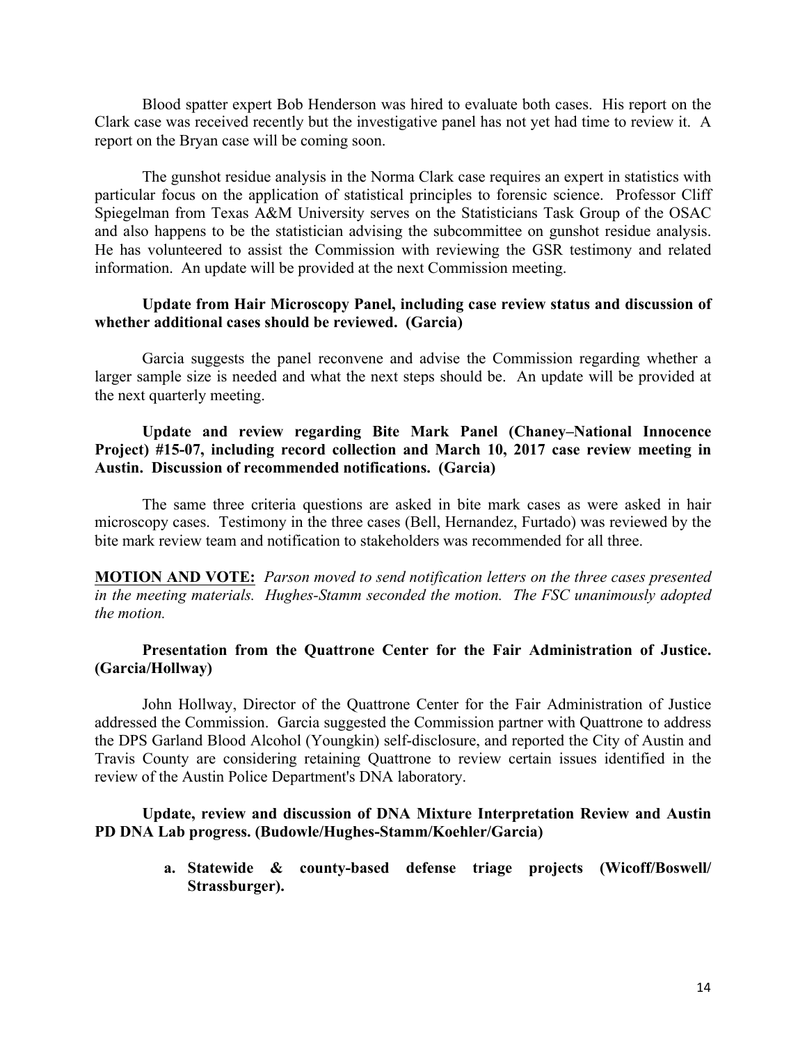Blood spatter expert Bob Henderson was hired to evaluate both cases. His report on the Clark case was received recently but the investigative panel has not yet had time to review it. A report on the Bryan case will be coming soon.

The gunshot residue analysis in the Norma Clark case requires an expert in statistics with particular focus on the application of statistical principles to forensic science. Professor Cliff Spiegelman from Texas A&M University serves on the Statisticians Task Group of the OSAC and also happens to be the statistician advising the subcommittee on gunshot residue analysis. He has volunteered to assist the Commission with reviewing the GSR testimony and related information. An update will be provided at the next Commission meeting.

**Update from Hair Microscopy Panel, including case review status and discussion of whether additional cases should be reviewed. (Garcia)**

Garcia suggests the panel reconvene and advise the Commission regarding whether a larger sample size is needed and what the next steps should be. An update will be provided at the next quarterly meeting.

**Update and review regarding Bite Mark Panel (Chaney–National Innocence Project) #15-07, including record collection and March 10, 2017 case review meeting in Austin. Discussion of recommended notifications. (Garcia)**

The same three criteria questions are asked in bite mark cases as were asked in hair microscopy cases. Testimony in the three cases (Bell, Hernandez, Furtado) was reviewed by the bite mark review team and notification to stakeholders was recommended for all three.

**MOTION AND VOTE:** *Parson moved to send notification letters on the three cases presented in the meeting materials. Hughes-Stamm seconded the motion. The FSC unanimously adopted the motion.*

**Presentation from the Quattrone Center for the Fair Administration of Justice. (Garcia/Hollway)**

John Hollway, Director of the Quattrone Center for the Fair Administration of Justice addressed the Commission. Garcia suggested the Commission partner with Quattrone to address the DPS Garland Blood Alcohol (Youngkin) self-disclosure, and reported the City of Austin and Travis County are considering retaining Quattrone to review certain issues identified in the review of the Austin Police Department's DNA laboratory.

**Update, review and discussion of DNA Mixture Interpretation Review and Austin PD DNA Lab progress. (Budowle/Hughes-Stamm/Koehler/Garcia)**

a. **Statewide & county-based defense triage projects (Wicoff/Boswell/ Strassburger).**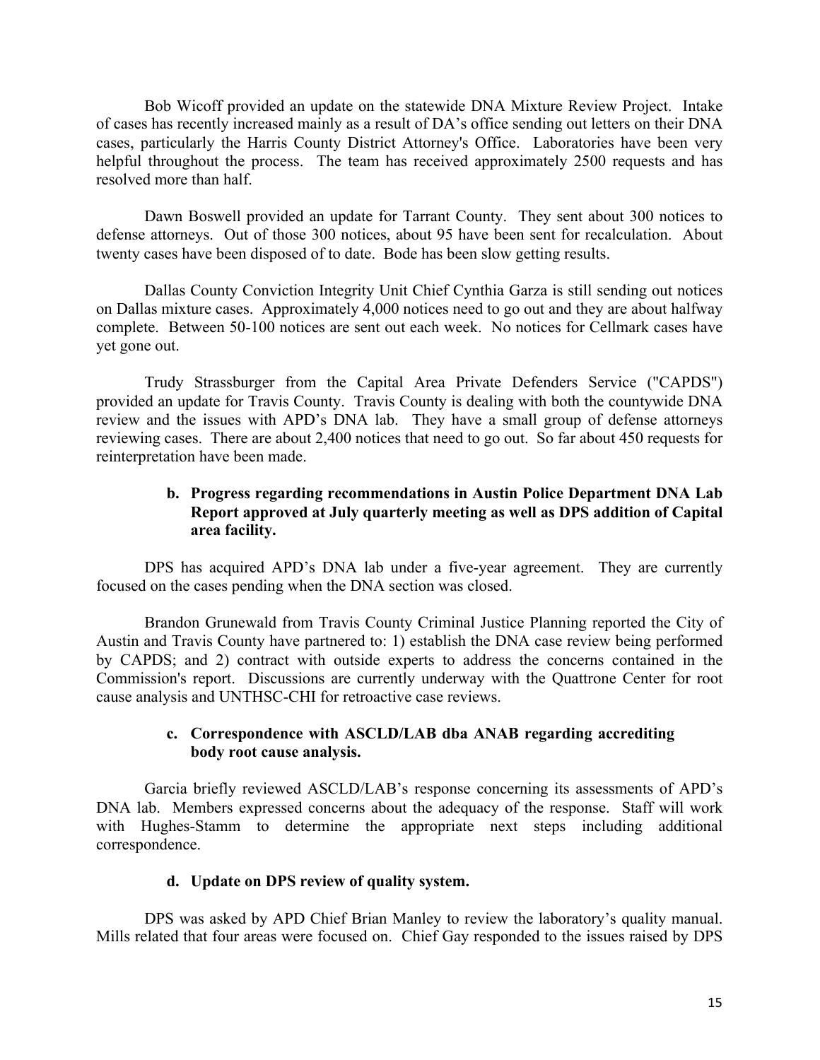Bob Wicoff provided an update on the statewide DNA Mixture Review Project. Intake of cases has recently increased mainly as a result of DA's office sending out letters on their DNA cases, particularly the Harris County District Attorney's Office. Laboratories have been very helpful throughout the process. The team has received approximately 2500 requests and has resolved more than half.

Dawn Boswell provided an update for Tarrant County. They sent about 300 notices to defense attorneys. Out of those 300 notices, about 95 have been sent for recalculation. About twenty cases have been disposed of to date. Bode has been slow getting results.

Dallas County Conviction Integrity Unit Chief Cynthia Garza is still sending out notices on Dallas mixture cases. Approximately 4,000 notices need to go out and they are about halfway complete. Between 50-100 notices are sent out each week. No notices for Cellmark cases have yet gone out.

Trudy Strassburger from the Capital Area Private Defenders Service ("CAPDS") provided an update for Travis County. Travis County is dealing with both the countywide DNA review and the issues with APD's DNA lab. They have a small group of defense attorneys reviewing cases. There are about 2,400 notices that need to go out. So far about 450 requests for reinterpretation have been made.

**b. Progress regarding recommendations in Austin Police Department DNA Lab Report approved at July quarterly meeting as well as DPS addition of Capital area facility.**

DPS has acquired APD's DNA lab under a five-year agreement. They are currently focused on the cases pending when the DNA section was closed.

Brandon Grunewald from Travis County Criminal Justice Planning reported the City of Austin and Travis County have partnered to: 1) establish the DNA case review being performed by CAPDS; and 2) contract with outside experts to address the concerns contained in the Commission's report. Discussions are currently underway with the Quattrone Center for root cause analysis and UNTHSC-CHI for retroactive case reviews.

**c. Correspondence with ASCLD/LAB dba ANAB regarding accrediting body root cause analysis.**

Garcia briefly reviewed ASCLD/LAB's response concerning its assessments of APD's DNA lab. Members expressed concerns about the adequacy of the response. Staff will work with Hughes-Stamm to determine the appropriate next steps including additional correspondence.

**d. Update on DPS review of quality system.**

DPS was asked by APD Chief Brian Manley to review the laboratory's quality manual. Mills related that four areas were focused on. Chief Gay responded to the issues raised by DPS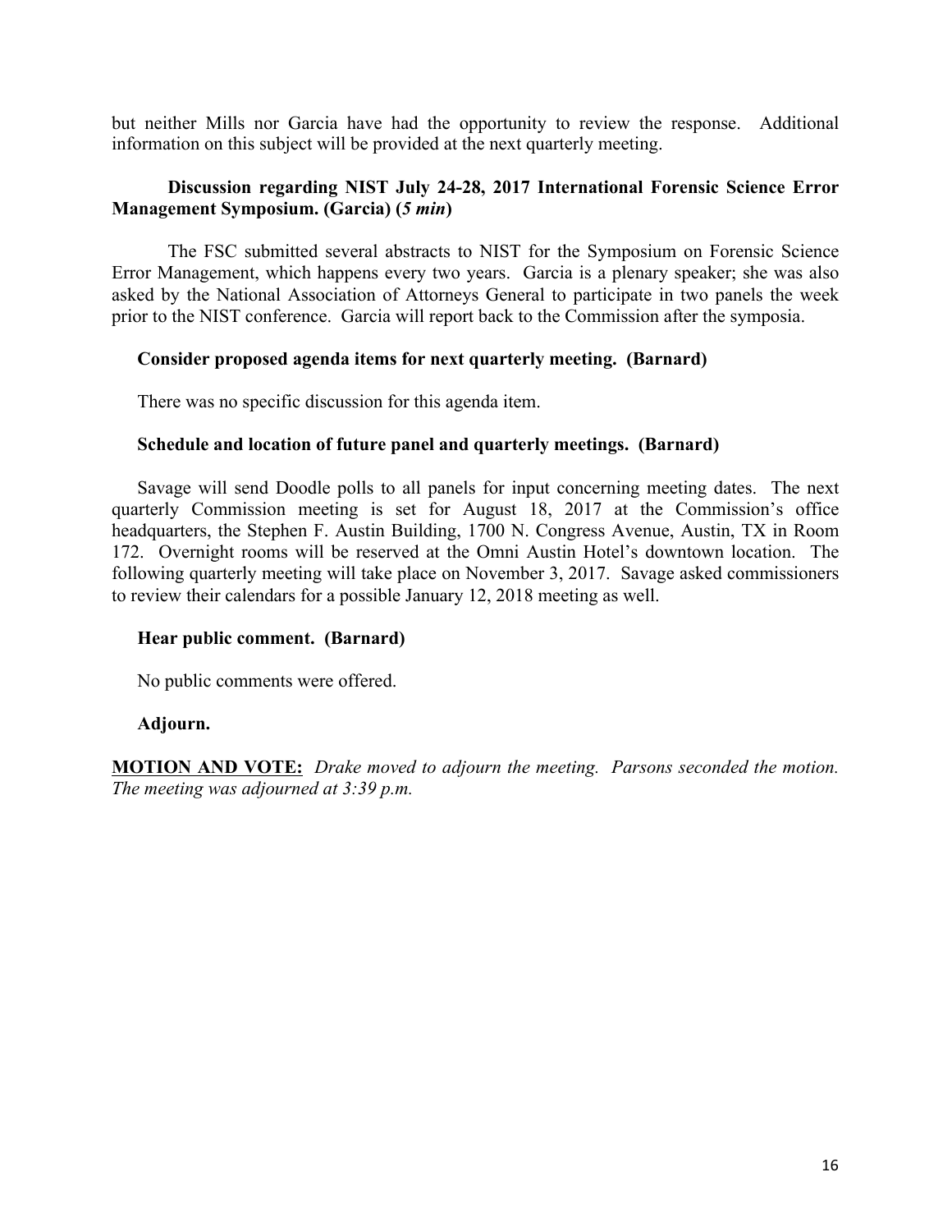but neither Mills nor Garcia have had the opportunity to review the response. Additional information on this subject will be provided at the next quarterly meeting.

**Discussion regarding NIST July 24-28, 2017 International Forensic Science Error Management Symposium. (Garcia) (*5 min*)**

The FSC submitted several abstracts to NIST for the Symposium on Forensic Science Error Management, which happens every two years. Garcia is a plenary speaker; she was also asked by the National Association of Attorneys General to participate in two panels the week prior to the NIST conference. Garcia will report back to the Commission after the symposia.

**Consider proposed agenda items for next quarterly meeting. (Barnard)**

There was no specific discussion for this agenda item.

**Schedule and location of future panel and quarterly meetings. (Barnard)**

Savage will send Doodle polls to all panels for input concerning meeting dates. The next quarterly Commission meeting is set for August 18, 2017 at the Commission's office headquarters, the Stephen F. Austin Building, 1700 N. Congress Avenue, Austin, TX in Room 172. Overnight rooms will be reserved at the Omni Austin Hotel's downtown location. The following quarterly meeting will take place on November 3, 2017. Savage asked commissioners to review their calendars for a possible January 12, 2018 meeting as well.

**Hear public comment. (Barnard)**

No public comments were offered.

**Adjourn.**

<u>**MOTION AND VOTE:**</u> *Drake moved to adjourn the meeting. Parsons seconded the motion. The meeting was adjourned at 3:39 p.m.*